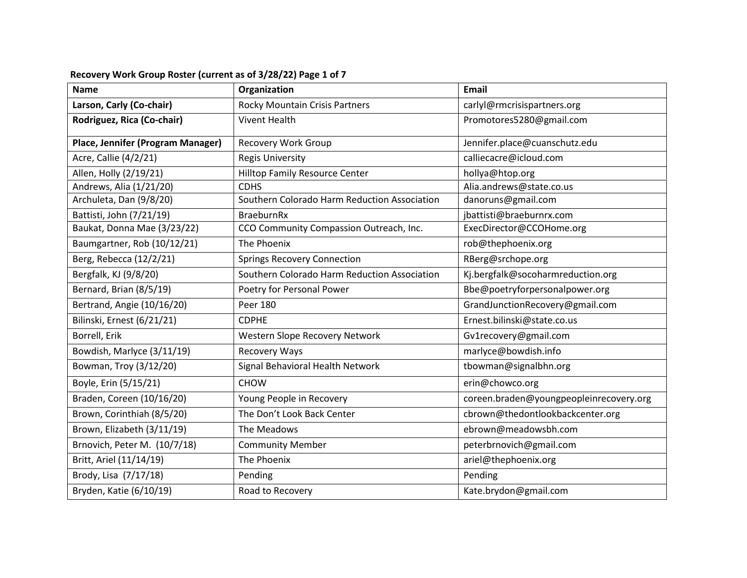**Recovery Work Group Roster (current as of 3/28/22) Page 1 of 7**

| Name | Organization | Email |
|---|---|---|
| **Larson, Carly (Co-chair)** | Rocky Mountain Crisis Partners | carlyl@rmcrisispartners.org |
| **Rodriguez, Rica (Co-chair)** | Vivent Health | Promotores5280@gmail.com |
| **Place, Jennifer (Program Manager)** | Recovery Work Group | Jennifer.place@cuanschutz.edu |
| Acre, Callie (4/2/21) | Regis University | calliecacre@icloud.com |
| Allen, Holly (2/19/21) | Hilltop Family Resource Center | hollya@htop.org |
| Andrews, Alia (1/21/20) | CDHS | Alia.andrews@state.co.us |
| Archuleta, Dan (9/8/20) | Southern Colorado Harm Reduction Association | danoruns@gmail.com |
| Battisti, John (7/21/19) | BraeburnRx | jbattisti@braeburnrx.com |
| Baukat, Donna Mae (3/23/22) | CCO Community Compassion Outreach, Inc. | ExecDirector@CCOHome.org |
| Baumgartner, Rob (10/12/21) | The Phoenix | rob@thephoenix.org |
| Berg, Rebecca (12/2/21) | Springs Recovery Connection | RBerg@srchope.org |
| Bergfalk, KJ (9/8/20) | Southern Colorado Harm Reduction Association | Kj.bergfalk@socoharmreduction.org |
| Bernard, Brian (8/5/19) | Poetry for Personal Power | Bbe@poetryforpersonalpower.org |
| Bertrand, Angie (10/16/20) | Peer 180 | GrandJunctionRecovery@gmail.com |
| Bilinski, Ernest (6/21/21) | CDPHE | Ernest.bilinski@state.co.us |
| Borrell, Erik | Western Slope Recovery Network | Gv1recovery@gmail.com |
| Bowdish, Marlyce (3/11/19) | Recovery Ways | marlyce@bowdish.info |
| Bowman, Troy (3/12/20) | Signal Behavioral Health Network | tbowman@signalbhn.org |
| Boyle, Erin (5/15/21) | CHOW | erin@chowco.org |
| Braden, Coreen (10/16/20) | Young People in Recovery | coreen.braden@youngpeopleinrecovery.org |
| Brown, Corinthiah (8/5/20) | The Don't Look Back Center | cbrown@thedontlookbackcenter.org |
| Brown, Elizabeth (3/11/19) | The Meadows | ebrown@meadowsbh.com |
| Brnovich, Peter M. (10/7/18) | Community Member | peterbrnovich@gmail.com |
| Britt, Ariel (11/14/19) | The Phoenix | ariel@thephoenix.org |
| Brody, Lisa (7/17/18) | Pending | Pending |
| Bryden, Katie (6/10/19) | Road to Recovery | Kate.brydon@gmail.com |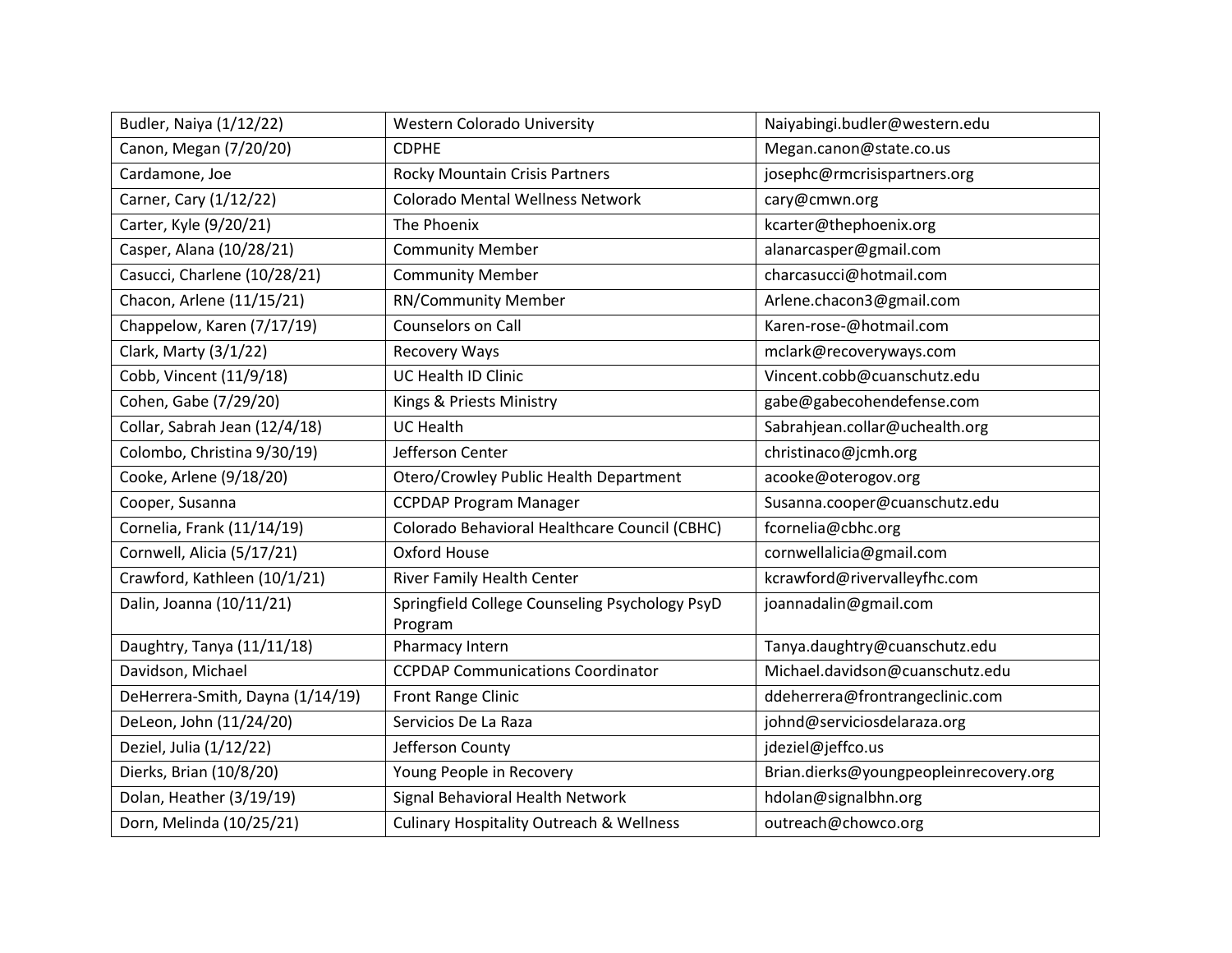| Budler, Naiya (1/12/22) | Western Colorado University | Naiyabingi.budler@western.edu |
|---|---|---|
| Canon, Megan (7/20/20) | CDPHE | Megan.canon@state.co.us |
| Cardamone, Joe | Rocky Mountain Crisis Partners | josephc@rmcrisispartners.org |
| Carner, Cary (1/12/22) | Colorado Mental Wellness Network | cary@cmwn.org |
| Carter, Kyle (9/20/21) | The Phoenix | kcarter@thephoenix.org |
| Casper, Alana (10/28/21) | Community Member | alanarcasper@gmail.com |
| Casucci, Charlene (10/28/21) | Community Member | charcasucci@hotmail.com |
| Chacon, Arlene (11/15/21) | RN/Community Member | Arlene.chacon3@gmail.com |
| Chappelow, Karen (7/17/19) | Counselors on Call | Karen-rose-@hotmail.com |
| Clark, Marty (3/1/22) | Recovery Ways | mclark@recoveryways.com |
| Cobb, Vincent (11/9/18) | UC Health ID Clinic | Vincent.cobb@cuanschutz.edu |
| Cohen, Gabe (7/29/20) | Kings & Priests Ministry | gabe@gabecohendefense.com |
| Collar, Sabrah Jean (12/4/18) | UC Health | Sabrahjean.collar@uchealth.org |
| Colombo, Christina 9/30/19) | Jefferson Center | christinaco@jcmh.org |
| Cooke, Arlene (9/18/20) | Otero/Crowley Public Health Department | acooke@oterogov.org |
| Cooper, Susanna | CCPDAP Program Manager | Susanna.cooper@cuanschutz.edu |
| Cornelia, Frank (11/14/19) | Colorado Behavioral Healthcare Council (CBHC) | fcornelia@cbhc.org |
| Cornwell, Alicia (5/17/21) | Oxford House | cornwellalicia@gmail.com |
| Crawford, Kathleen (10/1/21) | River Family Health Center | kcrawford@rivervalleyfhc.com |
| Dalin, Joanna (10/11/21) | Springfield College Counseling Psychology PsyD Program | joannadalin@gmail.com |
| Daughtry, Tanya (11/11/18) | Pharmacy Intern | Tanya.daughtry@cuanschutz.edu |
| Davidson, Michael | CCPDAP Communications Coordinator | Michael.davidson@cuanschutz.edu |
| DeHerrera-Smith, Dayna (1/14/19) | Front Range Clinic | ddeherrera@frontrangeclinic.com |
| DeLeon, John (11/24/20) | Servicios De La Raza | johnd@serviciosdelaraza.org |
| Deziel, Julia (1/12/22) | Jefferson County | jdeziel@jeffco.us |
| Dierks, Brian (10/8/20) | Young People in Recovery | Brian.dierks@youngpeopleinrecovery.org |
| Dolan, Heather (3/19/19) | Signal Behavioral Health Network | hdolan@signalbhn.org |
| Dorn, Melinda (10/25/21) | Culinary Hospitality Outreach & Wellness | outreach@chowco.org |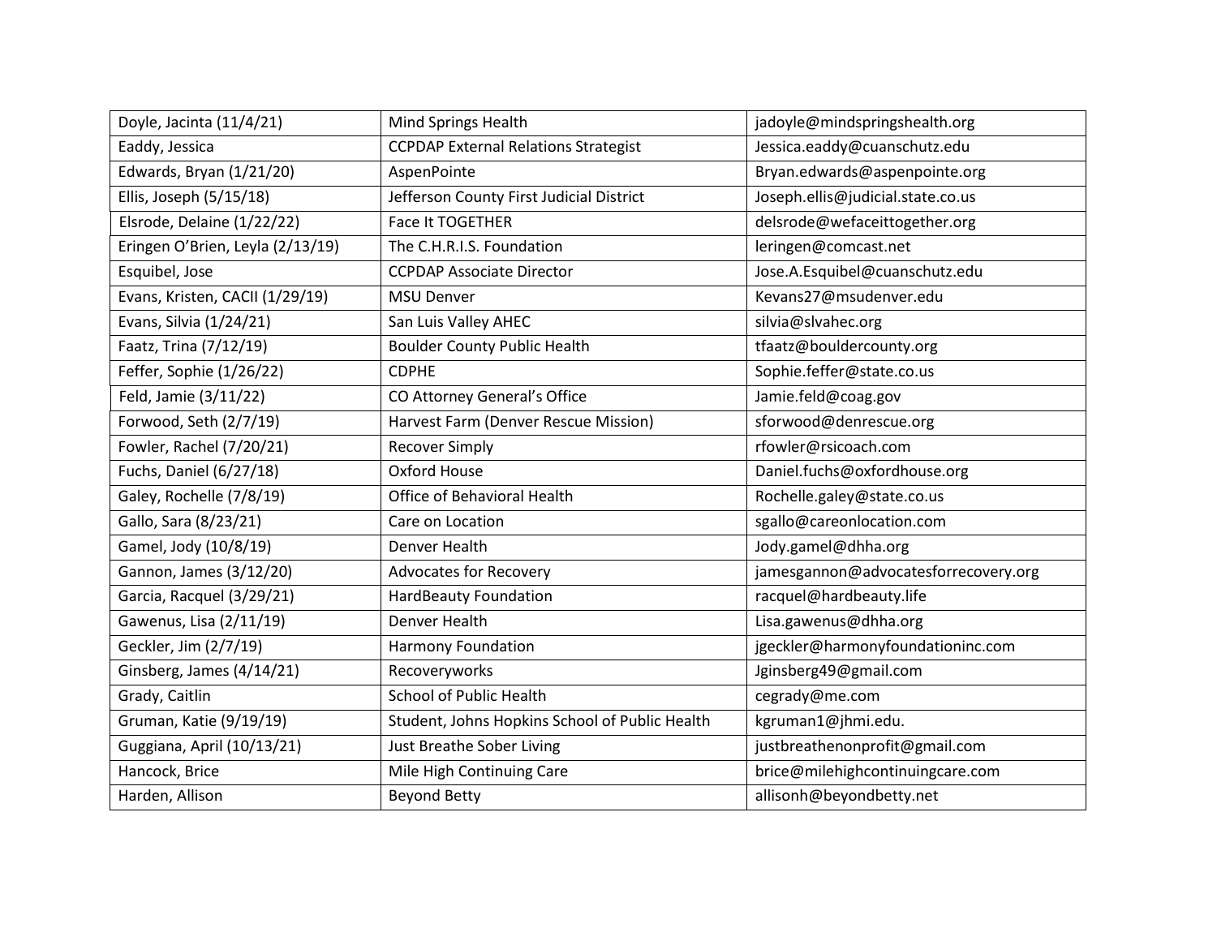| Doyle, Jacinta (11/4/21) | Mind Springs Health | jadoyle@mindspringshealth.org |
|---|---|---|
| Eaddy, Jessica | CCPDAP External Relations Strategist | Jessica.eaddy@cuanschutz.edu |
| Edwards, Bryan (1/21/20) | AspenPointe | Bryan.edwards@aspenpointe.org |
| Ellis, Joseph (5/15/18) | Jefferson County First Judicial District | Joseph.ellis@judicial.state.co.us |
| Elsrode, Delaine (1/22/22) | Face It TOGETHER | delsrode@wefaceittogether.org |
| Eringen O’Brien, Leyla (2/13/19) | The C.H.R.I.S. Foundation | leringen@comcast.net |
| Esquibel, Jose | CCPDAP Associate Director | Jose.A.Esquibel@cuanschutz.edu |
| Evans, Kristen, CACII (1/29/19) | MSU Denver | Kevans27@msudenver.edu |
| Evans, Silvia (1/24/21) | San Luis Valley AHEC | silvia@slvahec.org |
| Faatz, Trina (7/12/19) | Boulder County Public Health | tfaatz@bouldercounty.org |
| Feffer, Sophie (1/26/22) | CDPHE | Sophie.feffer@state.co.us |
| Feld, Jamie (3/11/22) | CO Attorney General’s Office | Jamie.feld@coag.gov |
| Forwood, Seth (2/7/19) | Harvest Farm (Denver Rescue Mission) | sforwood@denrescue.org |
| Fowler, Rachel (7/20/21) | Recover Simply | rfowler@rsicoach.com |
| Fuchs, Daniel (6/27/18) | Oxford House | Daniel.fuchs@oxfordhouse.org |
| Galey, Rochelle (7/8/19) | Office of Behavioral Health | Rochelle.galey@state.co.us |
| Gallo, Sara (8/23/21) | Care on Location | sgallo@careonlocation.com |
| Gamel, Jody (10/8/19) | Denver Health | Jody.gamel@dhha.org |
| Gannon, James (3/12/20) | Advocates for Recovery | jamesgannon@advocatesforrecovery.org |
| Garcia, Racquel (3/29/21) | HardBeauty Foundation | racquel@hardbeauty.life |
| Gawenus, Lisa (2/11/19) | Denver Health | Lisa.gawenus@dhha.org |
| Geckler, Jim (2/7/19) | Harmony Foundation | jgeckler@harmonyfoundationinc.com |
| Ginsberg, James (4/14/21) | Recoveryworks | Jginsberg49@gmail.com |
| Grady, Caitlin | School of Public Health | cegrady@me.com |
| Gruman, Katie (9/19/19) | Student, Johns Hopkins School of Public Health | kgruman1@jhmi.edu. |
| Guggiana, April (10/13/21) | Just Breathe Sober Living | justbreathenonprofit@gmail.com |
| Hancock, Brice | Mile High Continuing Care | brice@milehighcontinuingcare.com |
| Harden, Allison | Beyond Betty | allisonh@beyondbetty.net |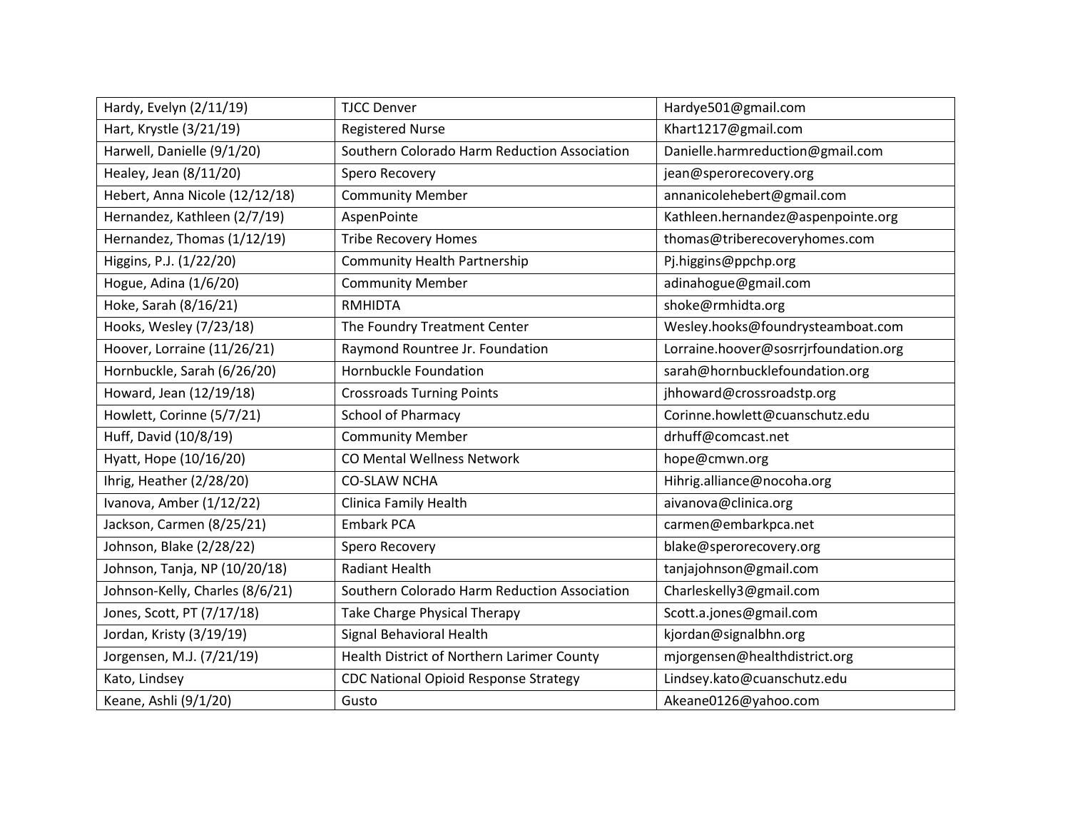| Hardy, Evelyn (2/11/19) | TJCC Denver | Hardye501@gmail.com |
|---|---|---|
| Hart, Krystle (3/21/19) | Registered Nurse | Khart1217@gmail.com |
| Harwell, Danielle (9/1/20) | Southern Colorado Harm Reduction Association | Danielle.harmreduction@gmail.com |
| Healey, Jean (8/11/20) | Spero Recovery | jean@sperorecovery.org |
| Hebert, Anna Nicole (12/12/18) | Community Member | annanicolehebert@gmail.com |
| Hernandez, Kathleen (2/7/19) | AspenPointe | Kathleen.hernandez@aspenpointe.org |
| Hernandez, Thomas (1/12/19) | Tribe Recovery Homes | thomas@triberecoveryhomes.com |
| Higgins, P.J. (1/22/20) | Community Health Partnership | Pj.higgins@ppchp.org |
| Hogue, Adina (1/6/20) | Community Member | adinahogue@gmail.com |
| Hoke, Sarah (8/16/21) | RMHIDTA | shoke@rmhidta.org |
| Hooks, Wesley (7/23/18) | The Foundry Treatment Center | Wesley.hooks@foundrysteamboat.com |
| Hoover, Lorraine (11/26/21) | Raymond Rountree Jr. Foundation | Lorraine.hoover@sosrrjrfoundation.org |
| Hornbuckle, Sarah (6/26/20) | Hornbuckle Foundation | sarah@hornbucklefoundation.org |
| Howard, Jean (12/19/18) | Crossroads Turning Points | jhhoward@crossroadstp.org |
| Howlett, Corinne (5/7/21) | School of Pharmacy | Corinne.howlett@cuanschutz.edu |
| Huff, David (10/8/19) | Community Member | drhuff@comcast.net |
| Hyatt, Hope (10/16/20) | CO Mental Wellness Network | hope@cmwn.org |
| Ihrig, Heather (2/28/20) | CO-SLAW NCHA | Hihrig.alliance@nocoha.org |
| Ivanova, Amber (1/12/22) | Clinica Family Health | aivanova@clinica.org |
| Jackson, Carmen (8/25/21) | Embark PCA | carmen@embarkpca.net |
| Johnson, Blake (2/28/22) | Spero Recovery | blake@sperorecovery.org |
| Johnson, Tanja, NP (10/20/18) | Radiant Health | tanjajohnson@gmail.com |
| Johnson-Kelly, Charles (8/6/21) | Southern Colorado Harm Reduction Association | Charleskelly3@gmail.com |
| Jones, Scott, PT (7/17/18) | Take Charge Physical Therapy | Scott.a.jones@gmail.com |
| Jordan, Kristy (3/19/19) | Signal Behavioral Health | kjordan@signalbhn.org |
| Jorgensen, M.J. (7/21/19) | Health District of Northern Larimer County | mjorgensen@healthdistrict.org |
| Kato, Lindsey | CDC National Opioid Response Strategy | Lindsey.kato@cuanschutz.edu |
| Keane, Ashli (9/1/20) | Gusto | Akeane0126@yahoo.com |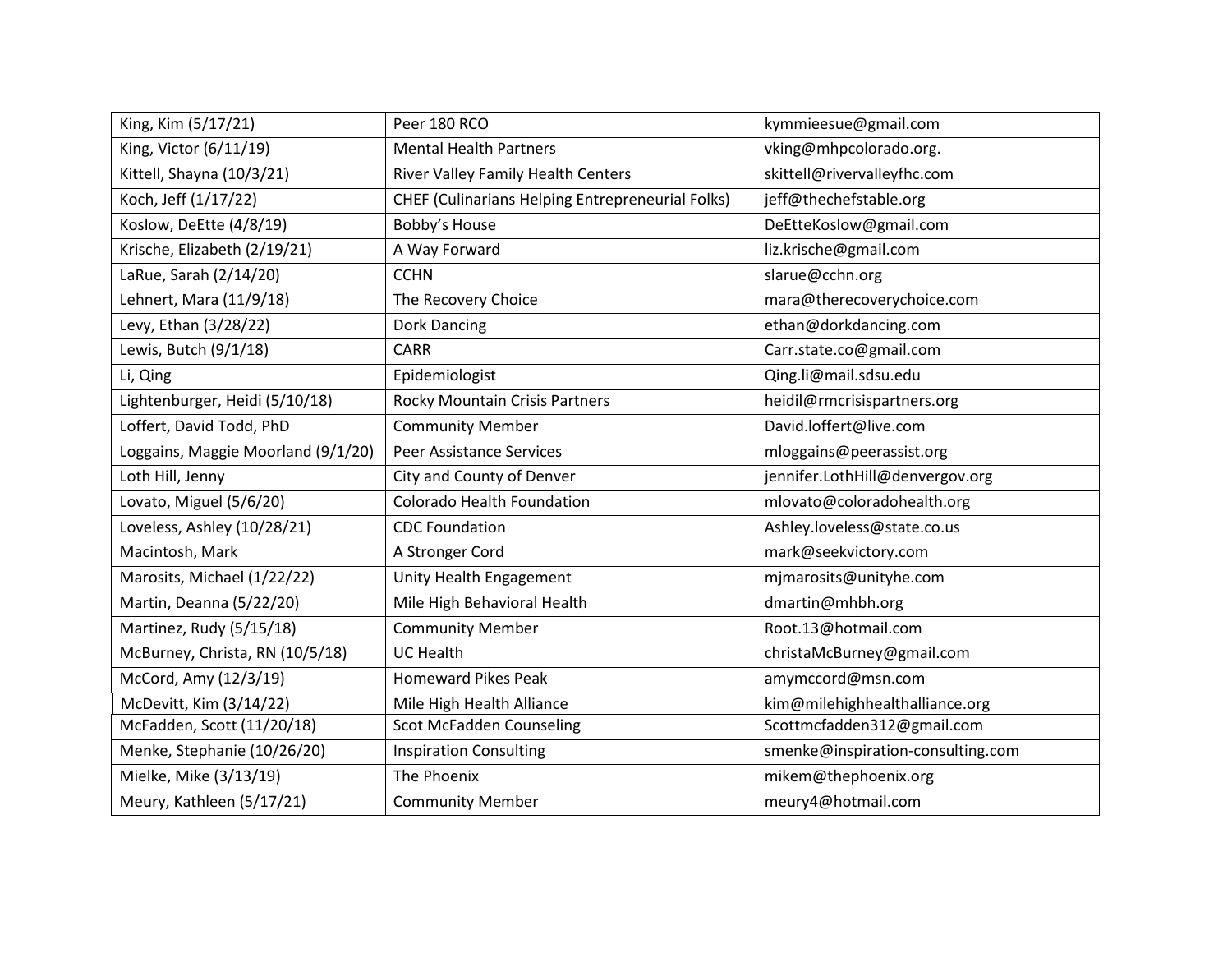| King, Kim (5/17/21) | Peer 180 RCO | kymmieesue@gmail.com |
|---|---|---|
| King, Victor (6/11/19) | Mental Health Partners | vking@mhpcolorado.org. |
| Kittell, Shayna (10/3/21) | River Valley Family Health Centers | skittell@rivervalleyfhc.com |
| Koch, Jeff (1/17/22) | CHEF (Culinarians Helping Entrepreneurial Folks) | jeff@thechefstable.org |
| Koslow, DeEtte (4/8/19) | Bobby's House | DeEtteKoslow@gmail.com |
| Krische, Elizabeth (2/19/21) | A Way Forward | liz.krische@gmail.com |
| LaRue, Sarah (2/14/20) | CCHN | slarue@cchn.org |
| Lehnert, Mara (11/9/18) | The Recovery Choice | mara@therecoverychoice.com |
| Levy, Ethan (3/28/22) | Dork Dancing | ethan@dorkdancing.com |
| Lewis, Butch (9/1/18) | CARR | Carr.state.co@gmail.com |
| Li, Qing | Epidemiologist | Qing.li@mail.sdsu.edu |
| Lightenburger, Heidi (5/10/18) | Rocky Mountain Crisis Partners | heidil@rmcrisispartners.org |
| Loffert, David Todd, PhD | Community Member | David.loffert@live.com |
| Loggains, Maggie Moorland (9/1/20) | Peer Assistance Services | mloggains@peerassist.org |
| Loth Hill, Jenny | City and County of Denver | jennifer.LothHill@denvergov.org |
| Lovato, Miguel (5/6/20) | Colorado Health Foundation | mlovato@coloradohealth.org |
| Loveless, Ashley (10/28/21) | CDC Foundation | Ashley.loveless@state.co.us |
| Macintosh, Mark | A Stronger Cord | mark@seekvictory.com |
| Marosits, Michael (1/22/22) | Unity Health Engagement | mjmarosits@unityhe.com |
| Martin, Deanna (5/22/20) | Mile High Behavioral Health | dmartin@mhbh.org |
| Martinez, Rudy (5/15/18) | Community Member | Root.13@hotmail.com |
| McBurney, Christa, RN (10/5/18) | UC Health | christaMcBurney@gmail.com |
| McCord, Amy (12/3/19) | Homeward Pikes Peak | amymccord@msn.com |
| McDevitt, Kim (3/14/22) | Mile High Health Alliance | kim@milehighhealthalliance.org |
| McFadden, Scott (11/20/18) | Scot McFadden Counseling | Scottmcfadden312@gmail.com |
| Menke, Stephanie (10/26/20) | Inspiration Consulting | smenke@inspiration-consulting.com |
| Mielke, Mike (3/13/19) | The Phoenix | mikem@thephoenix.org |
| Meury, Kathleen (5/17/21) | Community Member | meury4@hotmail.com |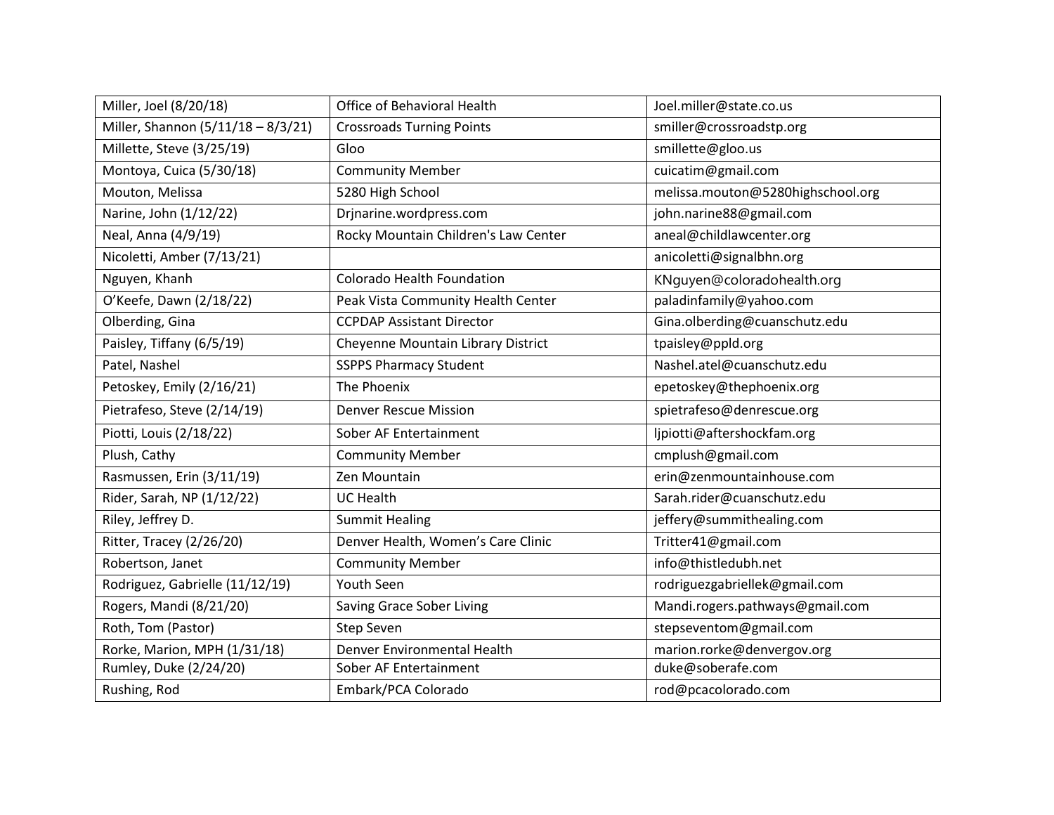| Miller, Joel (8/20/18) | Office of Behavioral Health | Joel.miller@state.co.us |
|---|---|---|
| Miller, Shannon (5/11/18 – 8/3/21) | Crossroads Turning Points | smiller@crossroadstp.org |
| Millette, Steve (3/25/19) | Gloo | smillette@gloo.us |
| Montoya, Cuica (5/30/18) | Community Member | cuicatim@gmail.com |
| Mouton, Melissa | 5280 High School | melissa.mouton@5280highschool.org |
| Narine, John (1/12/22) | Drjnarine.wordpress.com | john.narine88@gmail.com |
| Neal, Anna (4/9/19) | Rocky Mountain Children's Law Center | aneal@childlawcenter.org |
| Nicoletti, Amber (7/13/21) | | anicoletti@signalbhn.org |
| Nguyen, Khanh | Colorado Health Foundation | KNguyen@coloradohealth.org |
| O'Keefe, Dawn (2/18/22) | Peak Vista Community Health Center | paladinfamily@yahoo.com |
| Olberding, Gina | CCPDAP Assistant Director | Gina.olberding@cuanschutz.edu |
| Paisley, Tiffany (6/5/19) | Cheyenne Mountain Library District | tpaisley@ppld.org |
| Patel, Nashel | SSPPS Pharmacy Student | Nashel.atel@cuanschutz.edu |
| Petoskey, Emily (2/16/21) | The Phoenix | epetoskey@thephoenix.org |
| Pietrafeso, Steve (2/14/19) | Denver Rescue Mission | spietrafeso@denrescue.org |
| Piotti, Louis (2/18/22) | Sober AF Entertainment | ljpiotti@aftershockfam.org |
| Plush, Cathy | Community Member | cmplush@gmail.com |
| Rasmussen, Erin (3/11/19) | Zen Mountain | erin@zenmountainhouse.com |
| Rider, Sarah, NP (1/12/22) | UC Health | Sarah.rider@cuanschutz.edu |
| Riley, Jeffrey D. | Summit Healing | jeffery@summithealing.com |
| Ritter, Tracey (2/26/20) | Denver Health, Women's Care Clinic | Tritter41@gmail.com |
| Robertson, Janet | Community Member | info@thistledubh.net |
| Rodriguez, Gabrielle (11/12/19) | Youth Seen | rodriguezgabriellek@gmail.com |
| Rogers, Mandi (8/21/20) | Saving Grace Sober Living | Mandi.rogers.pathways@gmail.com |
| Roth, Tom (Pastor) | Step Seven | stepseventom@gmail.com |
| Rorke, Marion, MPH (1/31/18) | Denver Environmental Health | marion.rorke@denvergov.org |
| Rumley, Duke (2/24/20) | Sober AF Entertainment | duke@soberafe.com |
| Rushing, Rod | Embark/PCA Colorado | rod@pcacolorado.com |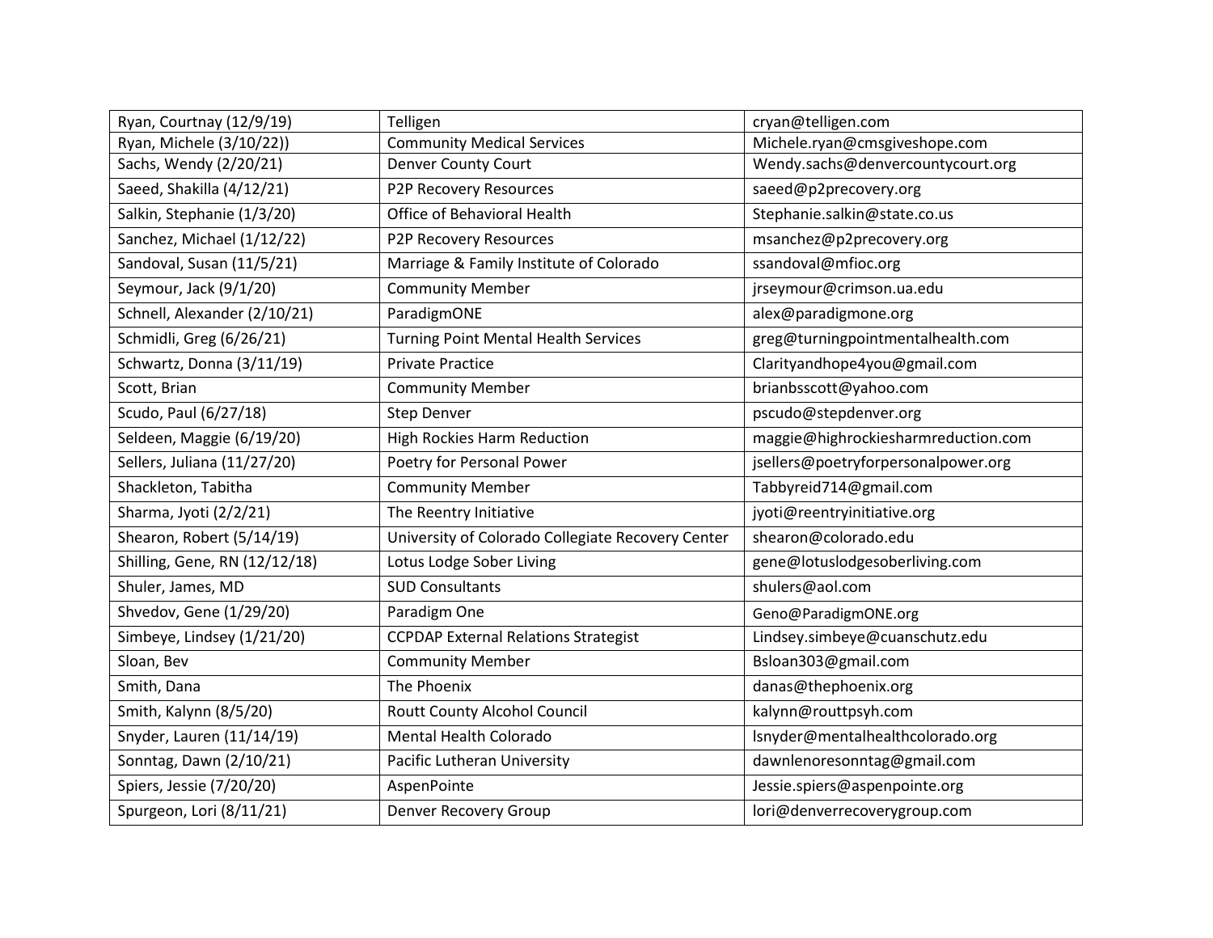| Ryan, Courtnay (12/9/19) | Telligen | cryan@telligen.com |
|---|---|---|
| Ryan, Michele (3/10/22)) | Community Medical Services | Michele.ryan@cmsgiveshope.com |
| Sachs, Wendy (2/20/21) | Denver County Court | Wendy.sachs@denvercountycourt.org |
| Saeed, Shakilla (4/12/21) | P2P Recovery Resources | saeed@p2precovery.org |
| Salkin, Stephanie (1/3/20) | Office of Behavioral Health | Stephanie.salkin@state.co.us |
| Sanchez, Michael (1/12/22) | P2P Recovery Resources | msanchez@p2precovery.org |
| Sandoval, Susan (11/5/21) | Marriage & Family Institute of Colorado | ssandoval@mfioc.org |
| Seymour, Jack (9/1/20) | Community Member | jrseymour@crimson.ua.edu |
| Schnell, Alexander (2/10/21) | ParadigmONE | alex@paradigmone.org |
| Schmidli, Greg (6/26/21) | Turning Point Mental Health Services | greg@turningpointmentalhealth.com |
| Schwartz, Donna (3/11/19) | Private Practice | Clarityandhope4you@gmail.com |
| Scott, Brian | Community Member | brianbsscott@yahoo.com |
| Scudo, Paul (6/27/18) | Step Denver | pscudo@stepdenver.org |
| Seldeen, Maggie (6/19/20) | High Rockies Harm Reduction | maggie@highrockiesharmreduction.com |
| Sellers, Juliana (11/27/20) | Poetry for Personal Power | jsellers@poetryforpersonalpower.org |
| Shackleton, Tabitha | Community Member | Tabbyreid714@gmail.com |
| Sharma, Jyoti (2/2/21) | The Reentry Initiative | jyoti@reentryinitiative.org |
| Shearon, Robert (5/14/19) | University of Colorado Collegiate Recovery Center | shearon@colorado.edu |
| Shilling, Gene, RN (12/12/18) | Lotus Lodge Sober Living | gene@lotuslodgesoberliving.com |
| Shuler, James, MD | SUD Consultants | shulers@aol.com |
| Shvedov, Gene (1/29/20) | Paradigm One | Geno@ParadigmONE.org |
| Simbeye, Lindsey (1/21/20) | CCPDAP External Relations Strategist | Lindsey.simbeye@cuanschutz.edu |
| Sloan, Bev | Community Member | Bsloan303@gmail.com |
| Smith, Dana | The Phoenix | danas@thephoenix.org |
| Smith, Kalynn (8/5/20) | Routt County Alcohol Council | kalynn@routtpsyh.com |
| Snyder, Lauren (11/14/19) | Mental Health Colorado | lsnyder@mentalhealthcolorado.org |
| Sonntag, Dawn (2/10/21) | Pacific Lutheran University | dawnlenoresonntag@gmail.com |
| Spiers, Jessie (7/20/20) | AspenPointe | Jessie.spiers@aspenpointe.org |
| Spurgeon, Lori (8/11/21) | Denver Recovery Group | lori@denverrecoverygroup.com |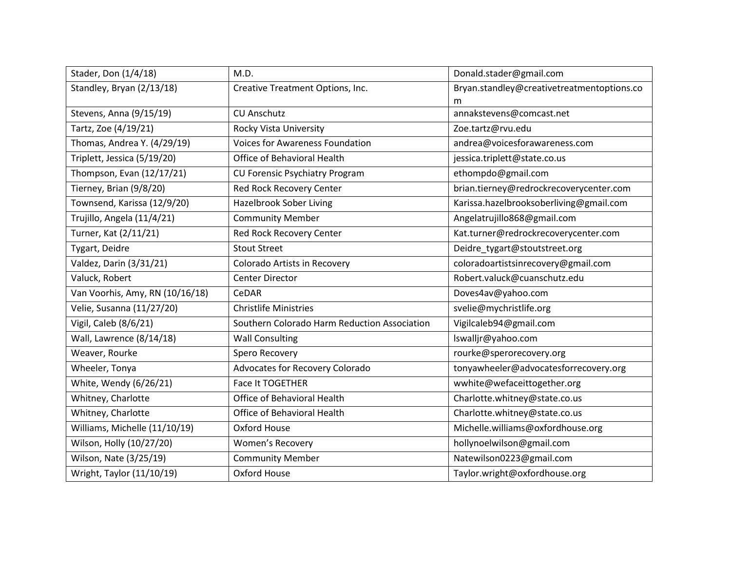| | | |
|---|---|---|
| Stader, Don (1/4/18) | M.D. | Donald.stader@gmail.com |
| Standley, Bryan (2/13/18) | Creative Treatment Options, Inc. | Bryan.standley@creativetreatmentoptions.com |
| Stevens, Anna (9/15/19) | CU Anschutz | annakstevens@comcast.net |
| Tartz, Zoe (4/19/21) | Rocky Vista University | Zoe.tartz@rvu.edu |
| Thomas, Andrea Y. (4/29/19) | Voices for Awareness Foundation | andrea@voicesforawareness.com |
| Triplett, Jessica (5/19/20) | Office of Behavioral Health | jessica.triplett@state.co.us |
| Thompson, Evan (12/17/21) | CU Forensic Psychiatry Program | ethompdo@gmail.com |
| Tierney, Brian (9/8/20) | Red Rock Recovery Center | brian.tierney@redrockrecoverycenter.com |
| Townsend, Karissa (12/9/20) | Hazelbrook Sober Living | Karissa.hazelbrooksoberliving@gmail.com |
| Trujillo, Angela (11/4/21) | Community Member | Angelatrujillo868@gmail.com |
| Turner, Kat (2/11/21) | Red Rock Recovery Center | Kat.turner@redrockrecoverycenter.com |
| Tygart, Deidre | Stout Street | Deidre_tygart@stoutstreet.org |
| Valdez, Darin (3/31/21) | Colorado Artists in Recovery | coloradoartistsinrecovery@gmail.com |
| Valuck, Robert | Center Director | Robert.valuck@cuanschutz.edu |
| Van Voorhis, Amy, RN (10/16/18) | CeDAR | Doves4av@yahoo.com |
| Velie, Susanna (11/27/20) | Christlife Ministries | svelie@mychristlife.org |
| Vigil, Caleb (8/6/21) | Southern Colorado Harm Reduction Association | Vigilcaleb94@gmail.com |
| Wall, Lawrence (8/14/18) | Wall Consulting | lswalljr@yahoo.com |
| Weaver, Rourke | Spero Recovery | rourke@sperorecovery.org |
| Wheeler, Tonya | Advocates for Recovery Colorado | tonyawheeler@advocatesforrecovery.org |
| White, Wendy (6/26/21) | Face It TOGETHER | wwhite@wefaceittogether.org |
| Whitney, Charlotte | Office of Behavioral Health | Charlotte.whitney@state.co.us |
| Whitney, Charlotte | Office of Behavioral Health | Charlotte.whitney@state.co.us |
| Williams, Michelle (11/10/19) | Oxford House | Michelle.williams@oxfordhouse.org |
| Wilson, Holly (10/27/20) | Women's Recovery | hollynoelwilson@gmail.com |
| Wilson, Nate (3/25/19) | Community Member | Natewilson0223@gmail.com |
| Wright, Taylor (11/10/19) | Oxford House | Taylor.wright@oxfordhouse.org |